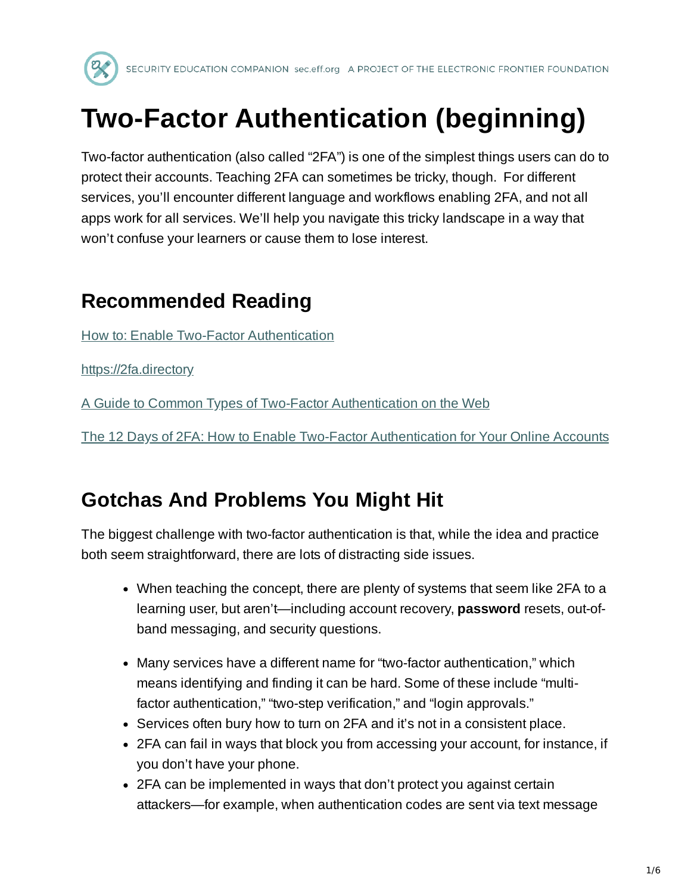# Two-Factor Authentication (beginning)

Two-factor authentication (also called "2FA") is one of the simplest things users can do to protect their accounts. Teaching 2FA can sometimes be tricky, though. For different services, you'll encounter different language and workflows enabling 2FA, and not all apps work for all services. We'll help you navigate this tricky landscape in a way that won't confuse your learners or cause them to lose interest.

## Recommended Reading

How to: Enable Two-Factor Authentication

https://2fa.directory

A Guide to Common Types of Two-Factor Authentication on the Web

The 12 Days of 2FA: How to Enable Two-Factor Authentication for Your Online Accounts

## Gotchas And Problems You Might Hit

The biggest challenge with two-factor authentication is that, while the idea and practice both seem straightforward, there are lots of distracting side issues.

- When teaching the concept, there are plenty of systems that seem like 2FA to a learning user, but aren't—including account recovery, **password** resets, out-of-band messaging, and security questions.
- Many services have a different name for "two-factor authentication," which means identifying and finding it can be hard. Some of these include "multi-factor authentication," "two-step verification," and "login approvals."
- Services often bury how to turn on 2FA and it's not in a consistent place.
- 2FA can fail in ways that block you from accessing your account, for instance, if you don't have your phone.
- 2FA can be implemented in ways that don't protect you against certain attackers—for example, when authentication codes are sent via text message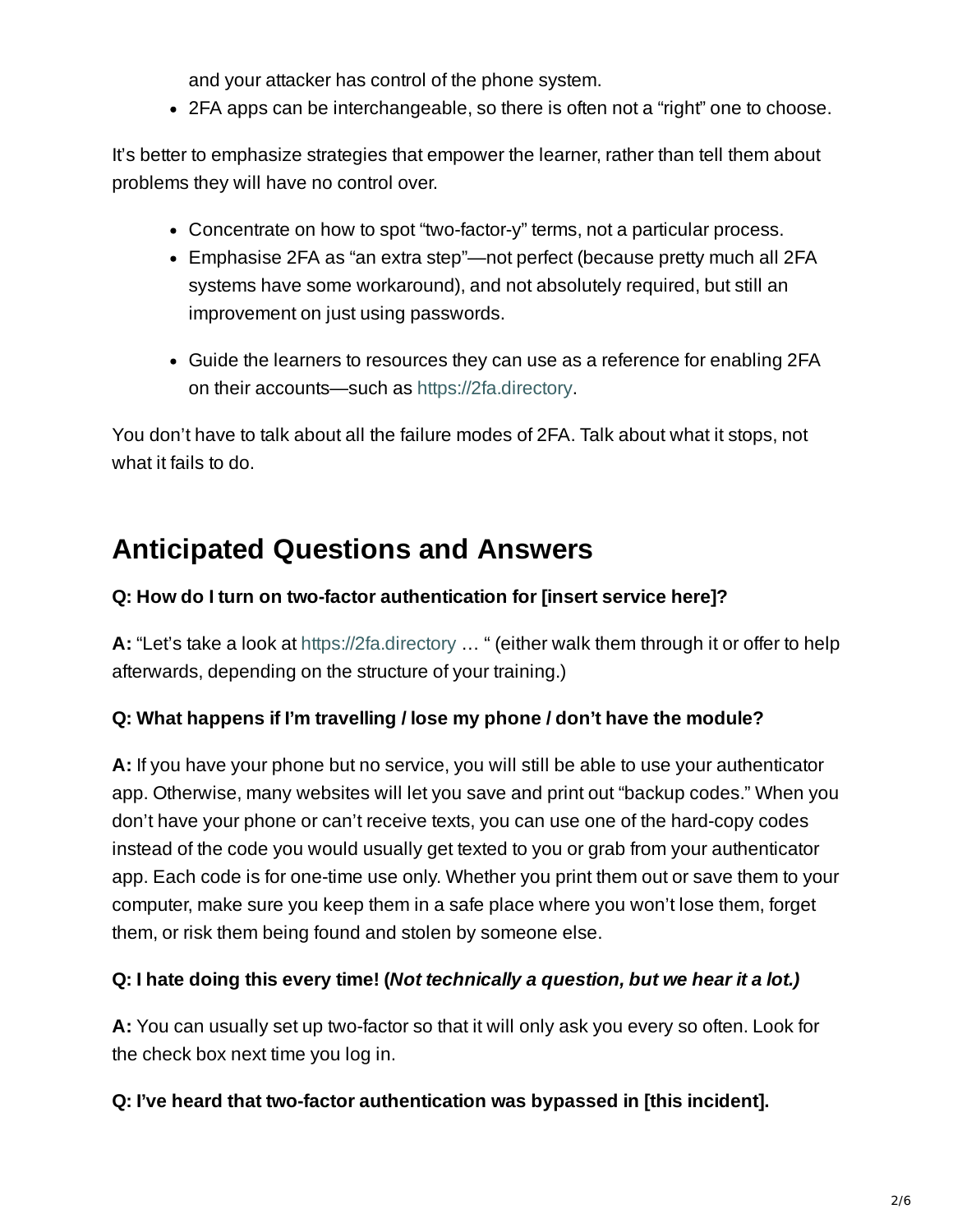and your attacker has control of the phone system.
- 2FA apps can be interchangeable, so there is often not a "right" one to choose.

It's better to emphasize strategies that empower the learner, rather than tell them about problems they will have no control over.

- Concentrate on how to spot "two-factor-y" terms, not a particular process.
- Emphasise 2FA as "an extra step"—not perfect (because pretty much all 2FA systems have some workaround), and not absolutely required, but still an improvement on just using passwords.
- Guide the learners to resources they can use as a reference for enabling 2FA on their accounts—such as https://2fa.directory.

You don't have to talk about all the failure modes of 2FA. Talk about what it stops, not what it fails to do.

## Anticipated Questions and Answers

**Q: How do I turn on two-factor authentication for [insert service here]?**

**A:** "Let's take a look at https://2fa.directory … " (either walk them through it or offer to help afterwards, depending on the structure of your training.)

**Q: What happens if I'm travelling / lose my phone / don't have the module?**

**A:** If you have your phone but no service, you will still be able to use your authenticator app. Otherwise, many websites will let you save and print out "backup codes." When you don't have your phone or can't receive texts, you can use one of the hard-copy codes instead of the code you would usually get texted to you or grab from your authenticator app. Each code is for one-time use only. Whether you print them out or save them to your computer, make sure you keep them in a safe place where you won't lose them, forget them, or risk them being found and stolen by someone else.

**Q: I hate doing this every time! (*Not technically a question, but we hear it a lot.)***

**A:** You can usually set up two-factor so that it will only ask you every so often. Look for the check box next time you log in.

**Q: I've heard that two-factor authentication was bypassed in [this incident].**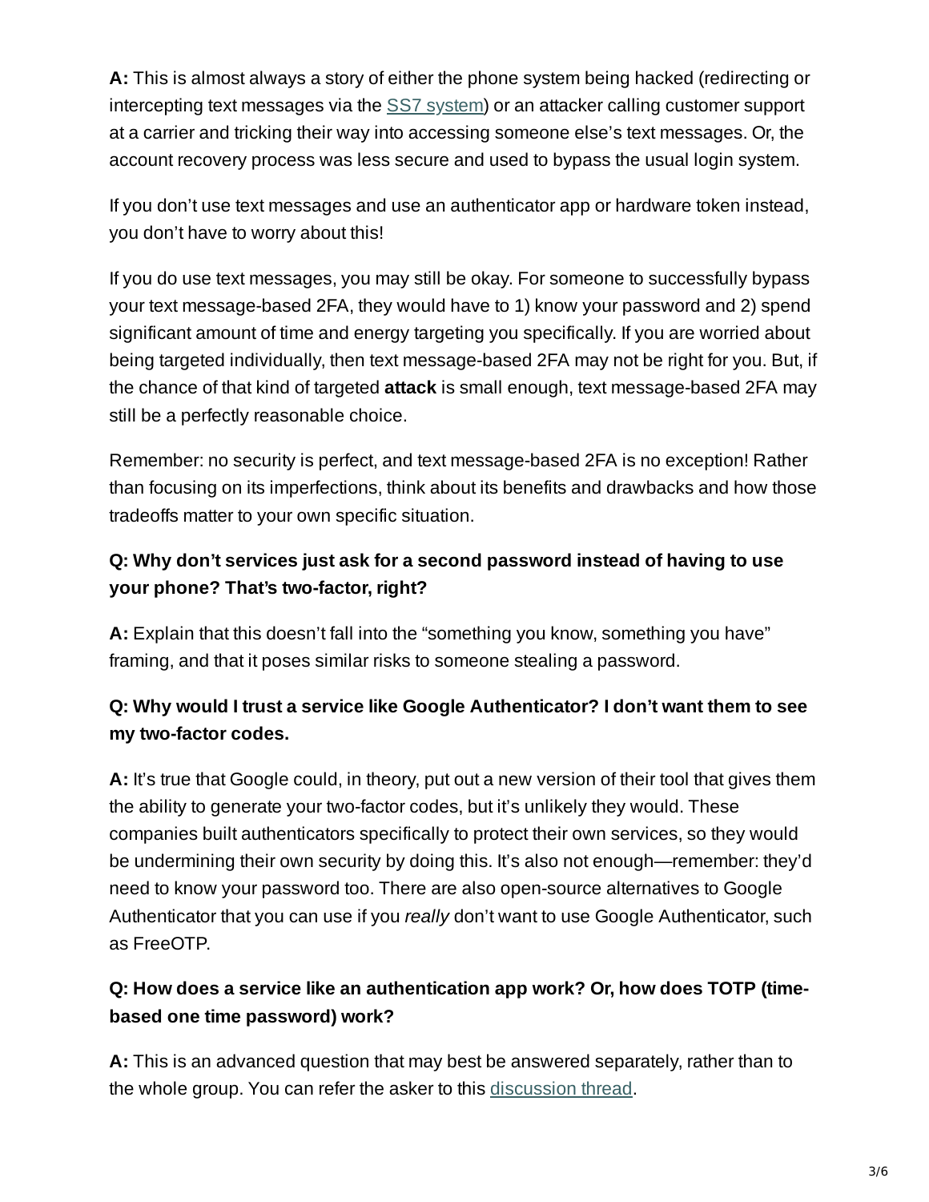**A:** This is almost always a story of either the phone system being hacked (redirecting or intercepting text messages via the [SS7 system](#)) or an attacker calling customer support at a carrier and tricking their way into accessing someone else's text messages. Or, the account recovery process was less secure and used to bypass the usual login system.

If you don't use text messages and use an authenticator app or hardware token instead, you don't have to worry about this!

If you do use text messages, you may still be okay. For someone to successfully bypass your text message-based 2FA, they would have to 1) know your password and 2) spend significant amount of time and energy targeting you specifically. If you are worried about being targeted individually, then text message-based 2FA may not be right for you. But, if the chance of that kind of targeted **attack** is small enough, text message-based 2FA may still be a perfectly reasonable choice.

Remember: no security is perfect, and text message-based 2FA is no exception! Rather than focusing on its imperfections, think about its benefits and drawbacks and how those tradeoffs matter to your own specific situation.

**Q: Why don't services just ask for a second password instead of having to use your phone? That's two-factor, right?**

**A:** Explain that this doesn't fall into the "something you know, something you have" framing, and that it poses similar risks to someone stealing a password.

**Q: Why would I trust a service like Google Authenticator? I don't want them to see my two-factor codes.**

**A:** It's true that Google could, in theory, put out a new version of their tool that gives them the ability to generate your two-factor codes, but it's unlikely they would. These companies built authenticators specifically to protect their own services, so they would be undermining their own security by doing this. It's also not enough—remember: they'd need to know your password too. There are also open-source alternatives to Google Authenticator that you can use if you *really* don't want to use Google Authenticator, such as FreeOTP.

**Q: How does a service like an authentication app work? Or, how does TOTP (time-based one time password) work?**

**A:** This is an advanced question that may best be answered separately, rather than to the whole group. You can refer the asker to this [discussion thread](#).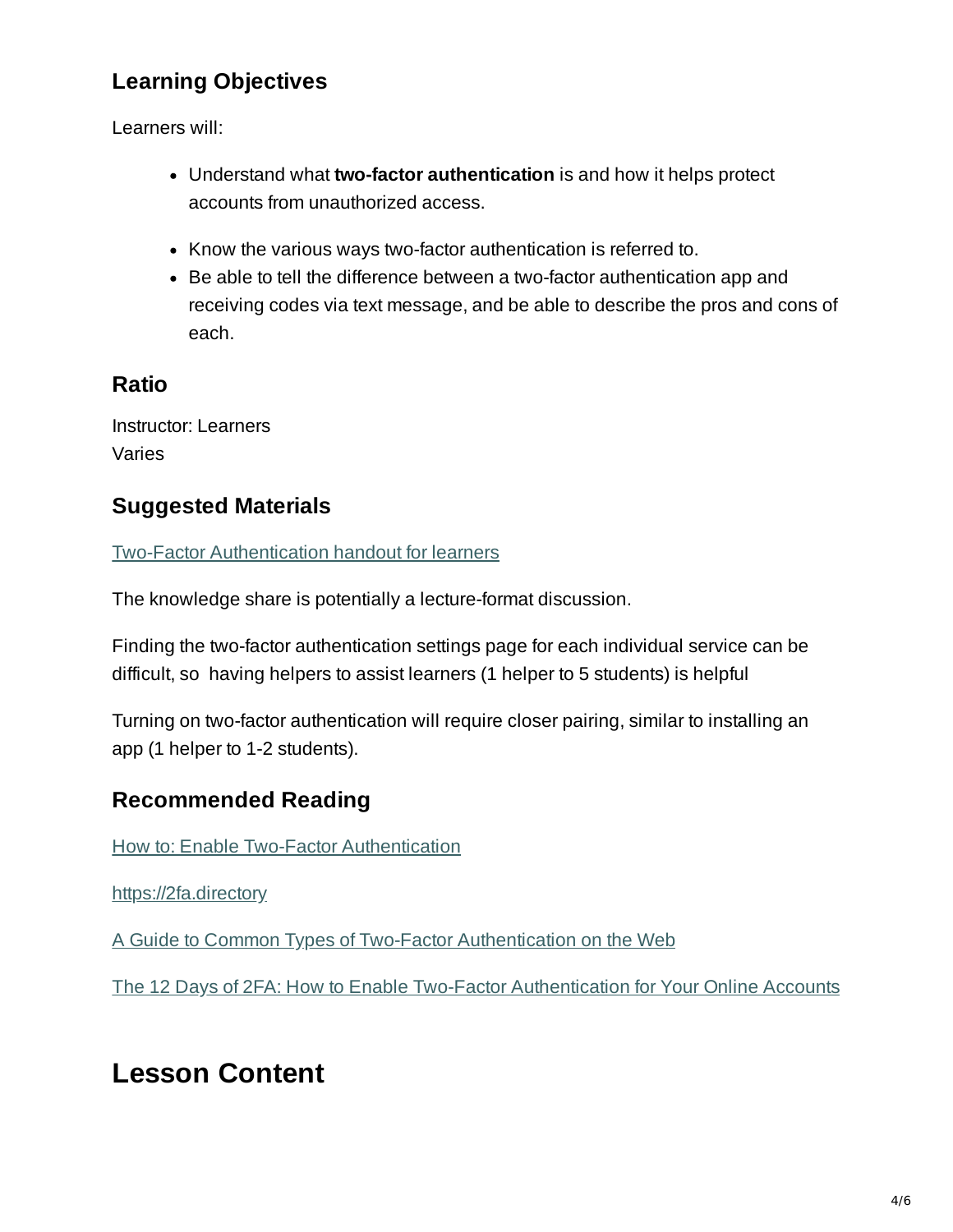### Learning Objectives

Learners will:

- Understand what **two-factor authentication** is and how it helps protect accounts from unauthorized access.
- Know the various ways two-factor authentication is referred to.
- Be able to tell the difference between a two-factor authentication app and receiving codes via text message, and be able to describe the pros and cons of each.

### Ratio

Instructor: Learners
Varies

### Suggested Materials

Two-Factor Authentication handout for learners

The knowledge share is potentially a lecture-format discussion.

Finding the two-factor authentication settings page for each individual service can be difficult, so having helpers to assist learners (1 helper to 5 students) is helpful

Turning on two-factor authentication will require closer pairing, similar to installing an app (1 helper to 1-2 students).

### Recommended Reading

How to: Enable Two-Factor Authentication

https://2fa.directory

A Guide to Common Types of Two-Factor Authentication on the Web

The 12 Days of 2FA: How to Enable Two-Factor Authentication for Your Online Accounts

## Lesson Content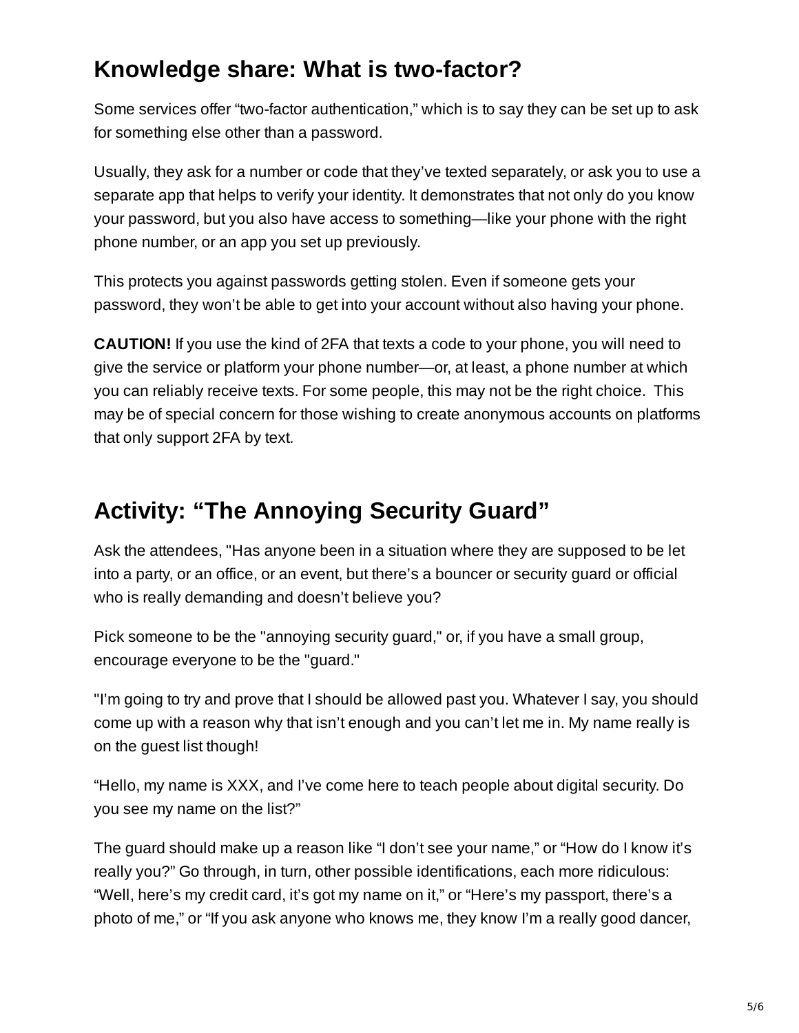## Knowledge share: What is two-factor?

Some services offer “two-factor authentication,” which is to say they can be set up to ask for something else other than a password.

Usually, they ask for a number or code that they’ve texted separately, or ask you to use a separate app that helps to verify your identity. It demonstrates that not only do you know your password, but you also have access to something—like your phone with the right phone number, or an app you set up previously.

This protects you against passwords getting stolen. Even if someone gets your password, they won’t be able to get into your account without also having your phone.

**CAUTION!** If you use the kind of 2FA that texts a code to your phone, you will need to give the service or platform your phone number—or, at least, a phone number at which you can reliably receive texts. For some people, this may not be the right choice. This may be of special concern for those wishing to create anonymous accounts on platforms that only support 2FA by text.

## Activity: “The Annoying Security Guard”

Ask the attendees, "Has anyone been in a situation where they are supposed to be let into a party, or an office, or an event, but there’s a bouncer or security guard or official who is really demanding and doesn’t believe you?

Pick someone to be the "annoying security guard," or, if you have a small group, encourage everyone to be the "guard."

"I’m going to try and prove that I should be allowed past you. Whatever I say, you should come up with a reason why that isn’t enough and you can’t let me in. My name really is on the guest list though!

“Hello, my name is XXX, and I’ve come here to teach people about digital security. Do you see my name on the list?”

The guard should make up a reason like “I don’t see your name,” or “How do I know it’s really you?” Go through, in turn, other possible identifications, each more ridiculous: “Well, here’s my credit card, it’s got my name on it,” or “Here’s my passport, there’s a photo of me,” or “If you ask anyone who knows me, they know I’m a really good dancer,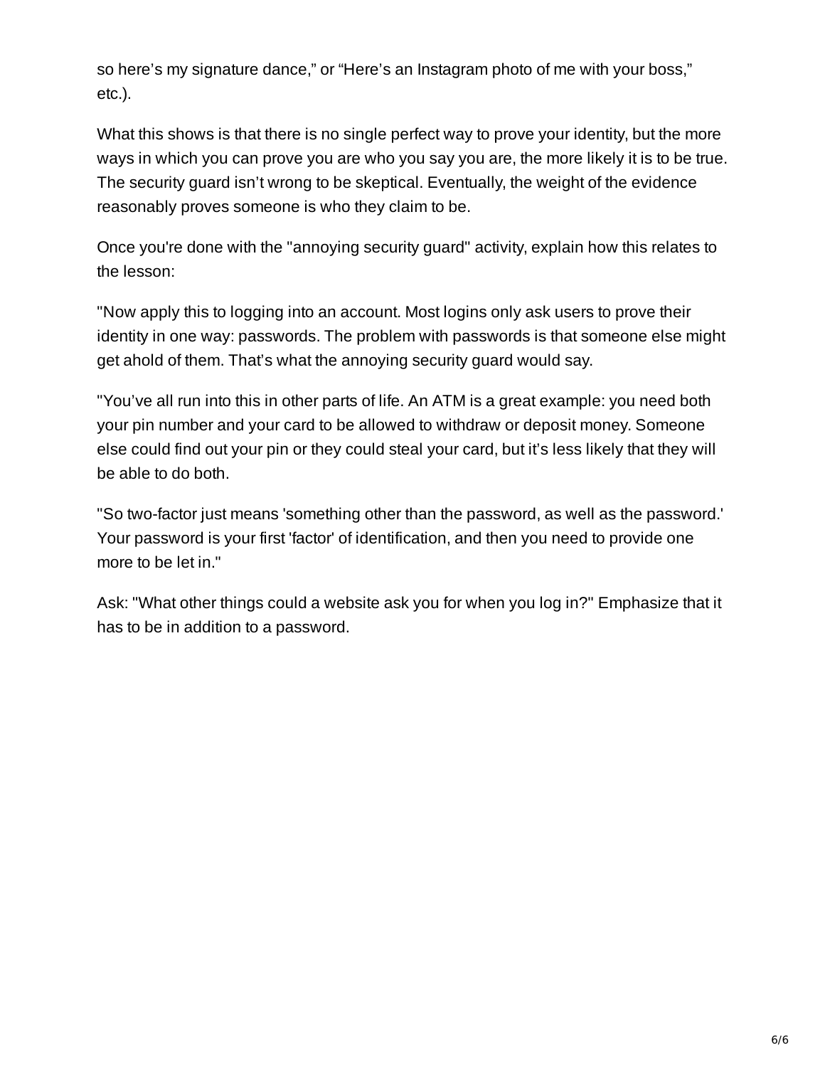so here’s my signature dance,” or “Here’s an Instagram photo of me with your boss,” etc.).

What this shows is that there is no single perfect way to prove your identity, but the more ways in which you can prove you are who you say you are, the more likely it is to be true. The security guard isn’t wrong to be skeptical. Eventually, the weight of the evidence reasonably proves someone is who they claim to be.

Once you're done with the "annoying security guard" activity, explain how this relates to the lesson:

"Now apply this to logging into an account. Most logins only ask users to prove their identity in one way: passwords. The problem with passwords is that someone else might get ahold of them. That’s what the annoying security guard would say.

"You’ve all run into this in other parts of life. An ATM is a great example: you need both your pin number and your card to be allowed to withdraw or deposit money. Someone else could find out your pin or they could steal your card, but it’s less likely that they will be able to do both.

"So two-factor just means 'something other than the password, as well as the password.' Your password is your first 'factor' of identification, and then you need to provide one more to be let in."

Ask: "What other things could a website ask you for when you log in?" Emphasize that it has to be in addition to a password.